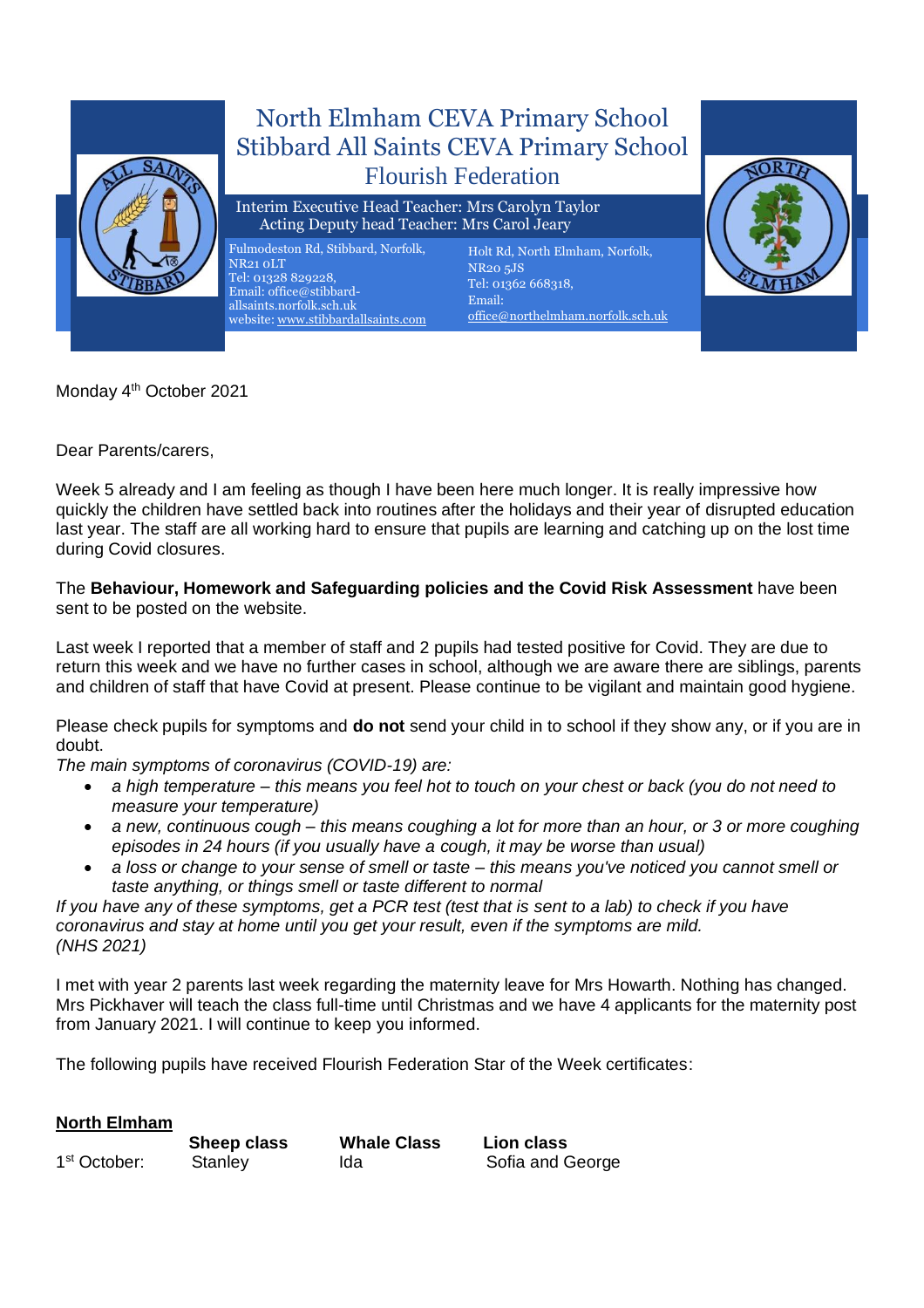# North Elmham CEVA Primary School
# Stibbard All Saints CEVA Primary School
## Flourish Federation

Interim Executive Head Teacher: Mrs Carolyn Taylor
Acting Deputy head Teacher: Mrs Carol Jeary

Fulmodeston Rd, Stibbard, Norfolk, NR21 0LT
Tel: 01328 829228,
Email: office@stibbard-allsaints.norfolk.sch.uk
website: www.stibbardallsaints.com

Holt Rd, North Elmham, Norfolk, NR20 5JS
Tel: 01362 668318,
Email: office@northelmham.norfolk.sch.uk

Monday 4th October 2021

Dear Parents/carers,

Week 5 already and I am feeling as though I have been here much longer. It is really impressive how quickly the children have settled back into routines after the holidays and their year of disrupted education last year. The staff are all working hard to ensure that pupils are learning and catching up on the lost time during Covid closures.

The **Behaviour, Homework and Safeguarding policies and the Covid Risk Assessment** have been sent to be posted on the website.

Last week I reported that a member of staff and 2 pupils had tested positive for Covid. They are due to return this week and we have no further cases in school, although we are aware there are siblings, parents and children of staff that have Covid at present. Please continue to be vigilant and maintain good hygiene.

Please check pupils for symptoms and **do not** send your child in to school if they show any, or if you are in doubt.

*The main symptoms of coronavirus (COVID-19) are:*

- *a high temperature – this means you feel hot to touch on your chest or back (you do not need to measure your temperature)*
- *a new, continuous cough – this means coughing a lot for more than an hour, or 3 or more coughing episodes in 24 hours (if you usually have a cough, it may be worse than usual)*
- *a loss or change to your sense of smell or taste – this means you've noticed you cannot smell or taste anything, or things smell or taste different to normal*

*If you have any of these symptoms, get a PCR test (test that is sent to a lab) to check if you have coronavirus and stay at home until you get your result, even if the symptoms are mild.*
*(NHS 2021)*

I met with year 2 parents last week regarding the maternity leave for Mrs Howarth. Nothing has changed. Mrs Pickhaver will teach the class full-time until Christmas and we have 4 applicants for the maternity post from January 2021. I will continue to keep you informed.

The following pupils have received Flourish Federation Star of the Week certificates:

**North Elmham**

| | **Sheep class** | **Whale Class** | **Lion class** |
|---|---|---|---|
| 1st October: | Stanley | Ida | Sofia and George |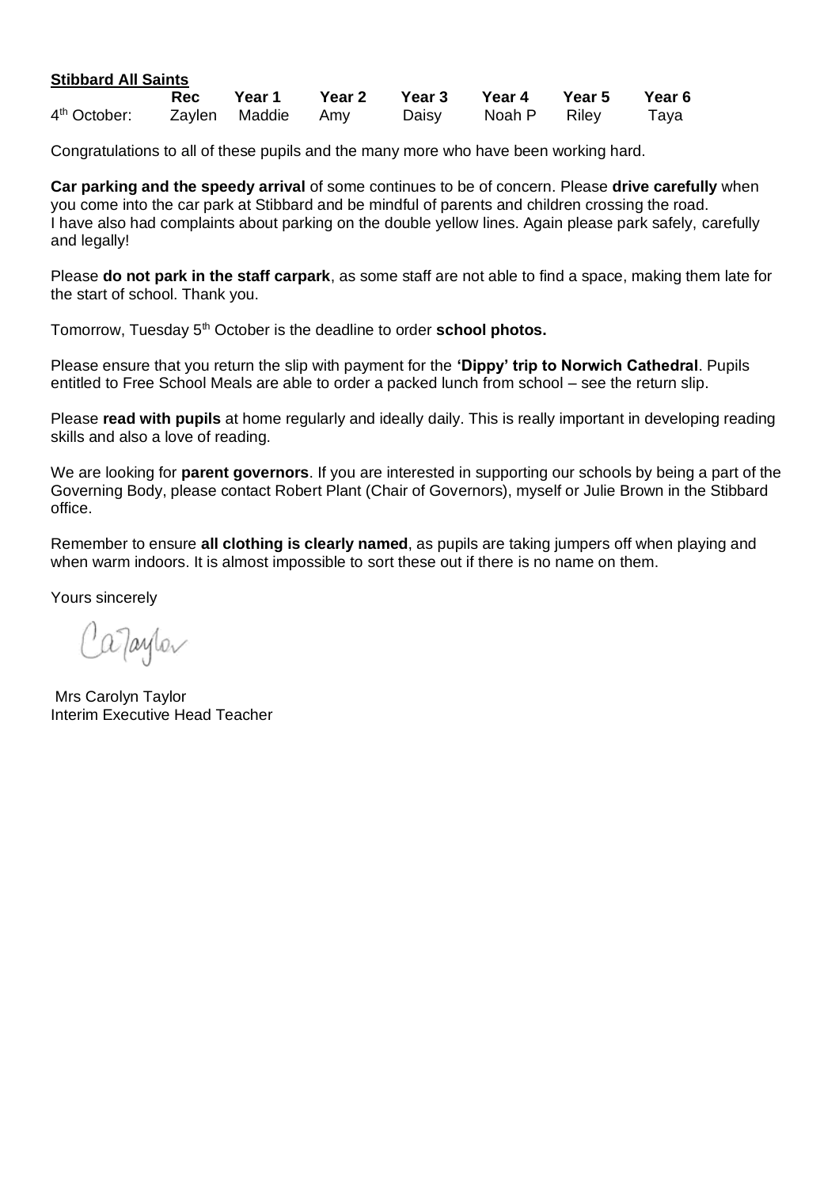**Stibbard All Saints**

| | Rec | Year 1 | Year 2 | Year 3 | Year 4 | Year 5 | Year 6 |
|---|---|---|---|---|---|---|---|
| 4th October: | Zaylen | Maddie | Amy | Daisy | Noah P | Riley | Taya |

Congratulations to all of these pupils and the many more who have been working hard.

**Car parking and the speedy arrival** of some continues to be of concern. Please **drive carefully** when you come into the car park at Stibbard and be mindful of parents and children crossing the road. I have also had complaints about parking on the double yellow lines. Again please park safely, carefully and legally!

Please **do not park in the staff carpark**, as some staff are not able to find a space, making them late for the start of school. Thank you.

Tomorrow, Tuesday 5th October is the deadline to order **school photos.**

Please ensure that you return the slip with payment for the **'Dippy' trip to Norwich Cathedral**. Pupils entitled to Free School Meals are able to order a packed lunch from school – see the return slip.

Please **read with pupils** at home regularly and ideally daily. This is really important in developing reading skills and also a love of reading.

We are looking for **parent governors**. If you are interested in supporting our schools by being a part of the Governing Body, please contact Robert Plant (Chair of Governors), myself or Julie Brown in the Stibbard office.

Remember to ensure **all clothing is clearly named**, as pupils are taking jumpers off when playing and when warm indoors. It is almost impossible to sort these out if there is no name on them.

Yours sincerely

CaTaylor

Mrs Carolyn Taylor
Interim Executive Head Teacher